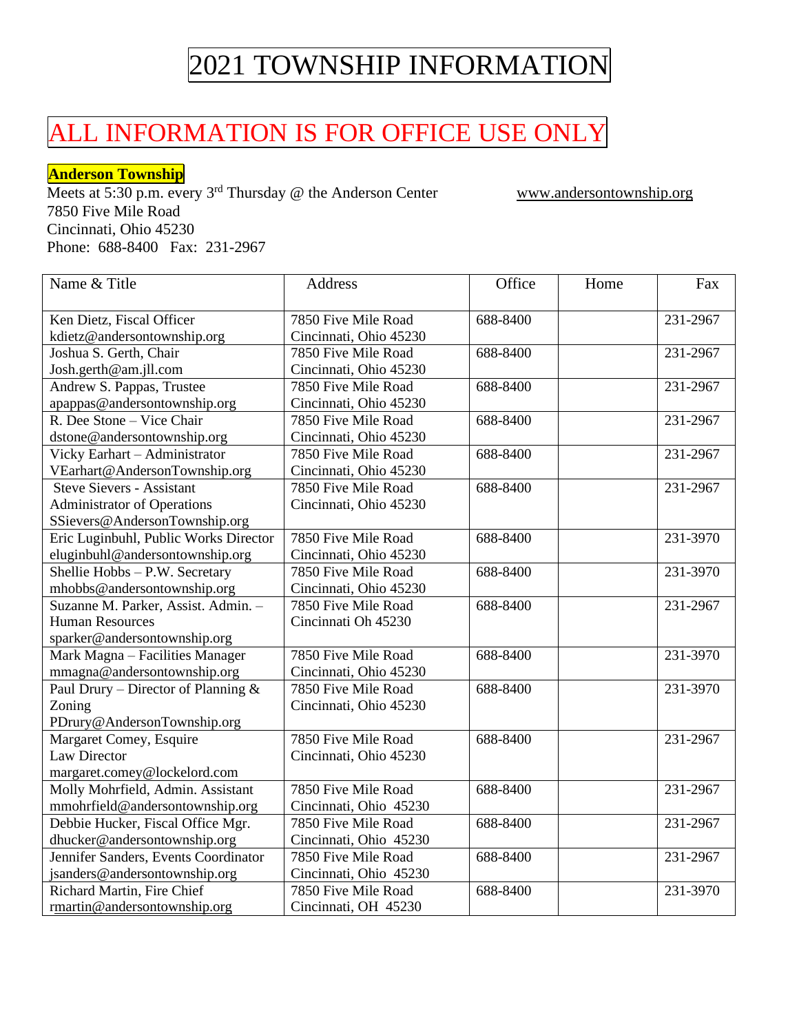# 2021 TOWNSHIP INFORMATION

## ALL INFORMATION IS FOR OFFICE USE ONLY

**Anderson Township**

Meets at 5:30 p.m. every 3rd Thursday @ the Anderson Center www.andersontownship.org
7850 Five Mile Road
Cincinnati, Ohio 45230
Phone: 688-8400 Fax: 231-2967

| Name & Title | Address | Office | Home | Fax |
|---|---|---|---|---|
| Ken Dietz, Fiscal Officer kdietz@andersontownship.org | 7850 Five Mile Road Cincinnati, Ohio 45230 | 688-8400 | | 231-2967 |
| Joshua S. Gerth, Chair Josh.gerth@am.jll.com | 7850 Five Mile Road Cincinnati, Ohio 45230 | 688-8400 | | 231-2967 |
| Andrew S. Pappas, Trustee apappas@andersontownship.org | 7850 Five Mile Road Cincinnati, Ohio 45230 | 688-8400 | | 231-2967 |
| R. Dee Stone – Vice Chair dstone@andersontownship.org | 7850 Five Mile Road Cincinnati, Ohio 45230 | 688-8400 | | 231-2967 |
| Vicky Earhart – Administrator VEarhart@AndersonTownship.org | 7850 Five Mile Road Cincinnati, Ohio 45230 | 688-8400 | | 231-2967 |
| Steve Sievers - Assistant Administrator of Operations SSievers@AndersonTownship.org | 7850 Five Mile Road Cincinnati, Ohio 45230 | 688-8400 | | 231-2967 |
| Eric Luginbuhl, Public Works Director eluginbuhl@andersontownship.org | 7850 Five Mile Road Cincinnati, Ohio 45230 | 688-8400 | | 231-3970 |
| Shellie Hobbs – P.W. Secretary mhobbs@andersontownship.org | 7850 Five Mile Road Cincinnati, Ohio 45230 | 688-8400 | | 231-3970 |
| Suzanne M. Parker, Assist. Admin. – Human Resources sparker@andersontownship.org | 7850 Five Mile Road Cincinnati Oh 45230 | 688-8400 | | 231-2967 |
| Mark Magna – Facilities Manager mmagna@andersontownship.org | 7850 Five Mile Road Cincinnati, Ohio 45230 | 688-8400 | | 231-3970 |
| Paul Drury – Director of Planning & Zoning PDrury@AndersonTownship.org | 7850 Five Mile Road Cincinnati, Ohio 45230 | 688-8400 | | 231-3970 |
| Margaret Comey, Esquire Law Director margaret.comey@lockelord.com | 7850 Five Mile Road Cincinnati, Ohio 45230 | 688-8400 | | 231-2967 |
| Molly Mohrfield, Admin. Assistant mmohrfield@andersontownship.org | 7850 Five Mile Road Cincinnati, Ohio 45230 | 688-8400 | | 231-2967 |
| Debbie Hucker, Fiscal Office Mgr. dhucker@andersontownship.org | 7850 Five Mile Road Cincinnati, Ohio 45230 | 688-8400 | | 231-2967 |
| Jennifer Sanders, Events Coordinator jsanders@andersontownship.org | 7850 Five Mile Road Cincinnati, Ohio 45230 | 688-8400 | | 231-2967 |
| Richard Martin, Fire Chief rmartin@andersontownship.org | 7850 Five Mile Road Cincinnati, OH 45230 | 688-8400 | | 231-3970 |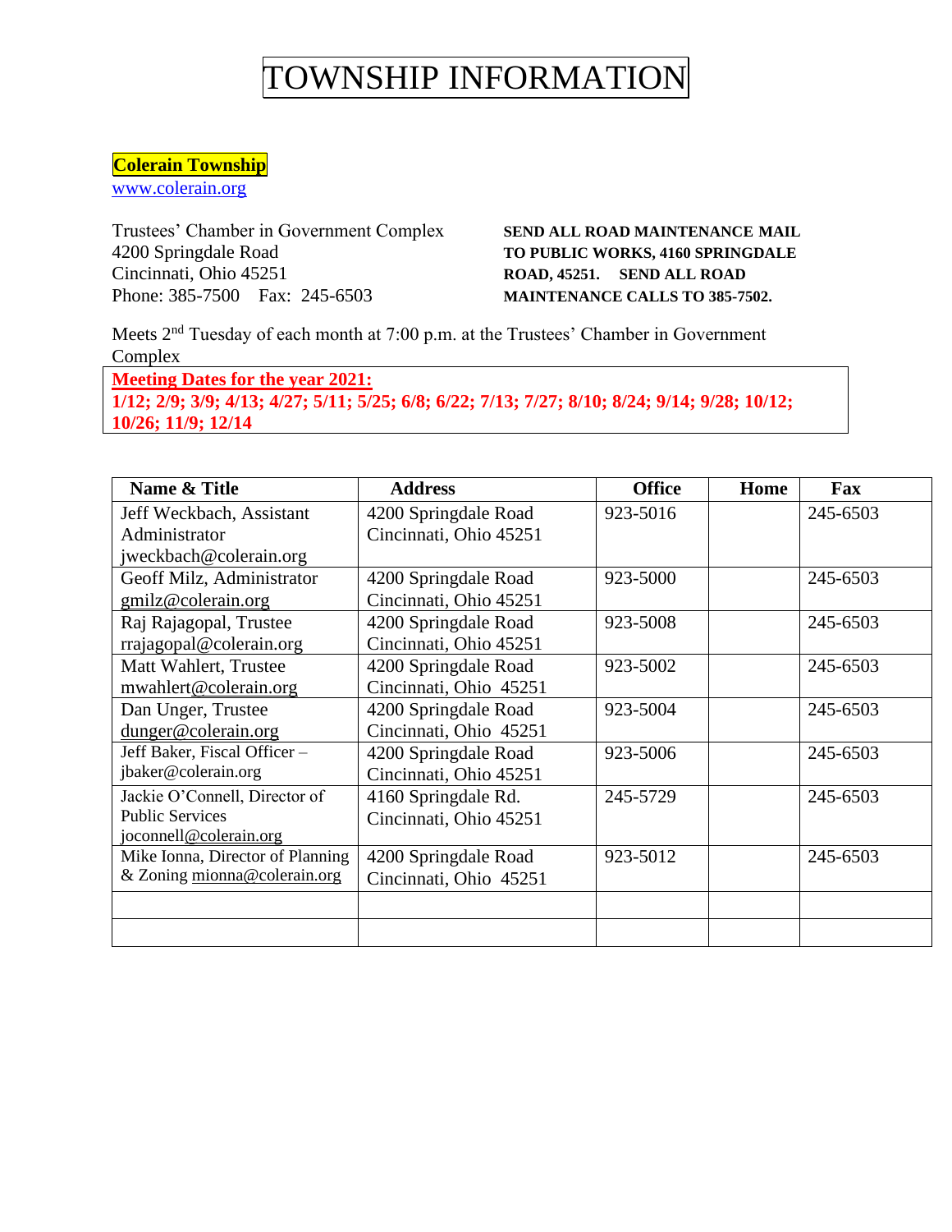# TOWNSHIP INFORMATION

**Colerain Township**

www.colerain.org

Trustees' Chamber in Government Complex
4200 Springdale Road
Cincinnati, Ohio 45251
Phone: 385-7500 Fax: 245-6503

**SEND ALL ROAD MAINTENANCE MAIL TO PUBLIC WORKS, 4160 SPRINGDALE ROAD, 45251. SEND ALL ROAD MAINTENANCE CALLS TO 385-7502.**

Meets 2nd Tuesday of each month at 7:00 p.m. at the Trustees' Chamber in Government Complex

**Meeting Dates for the year 2021:**
**1/12; 2/9; 3/9; 4/13; 4/27; 5/11; 5/25; 6/8; 6/22; 7/13; 7/27; 8/10; 8/24; 9/14; 9/28; 10/12; 10/26; 11/9; 12/14**

| Name & Title | Address | Office | Home | Fax |
|---|---|---|---|---|
| Jeff Weckbach, Assistant Administrator jweckbach@colerain.org | 4200 Springdale Road Cincinnati, Ohio 45251 | 923-5016 | | 245-6503 |
| Geoff Milz, Administrator gmilz@colerain.org | 4200 Springdale Road Cincinnati, Ohio 45251 | 923-5000 | | 245-6503 |
| Raj Rajagopal, Trustee rrajagopal@colerain.org | 4200 Springdale Road Cincinnati, Ohio 45251 | 923-5008 | | 245-6503 |
| Matt Wahlert, Trustee mwahlert@colerain.org | 4200 Springdale Road Cincinnati, Ohio 45251 | 923-5002 | | 245-6503 |
| Dan Unger, Trustee dunger@colerain.org | 4200 Springdale Road Cincinnati, Ohio 45251 | 923-5004 | | 245-6503 |
| Jeff Baker, Fiscal Officer – jbaker@colerain.org | 4200 Springdale Road Cincinnati, Ohio 45251 | 923-5006 | | 245-6503 |
| Jackie O'Connell, Director of Public Services joconnell@colerain.org | 4160 Springdale Rd. Cincinnati, Ohio 45251 | 245-5729 | | 245-6503 |
| Mike Ionna, Director of Planning & Zoning mionna@colerain.org | 4200 Springdale Road Cincinnati, Ohio 45251 | 923-5012 | | 245-6503 |
| | | | | |
| | | | | |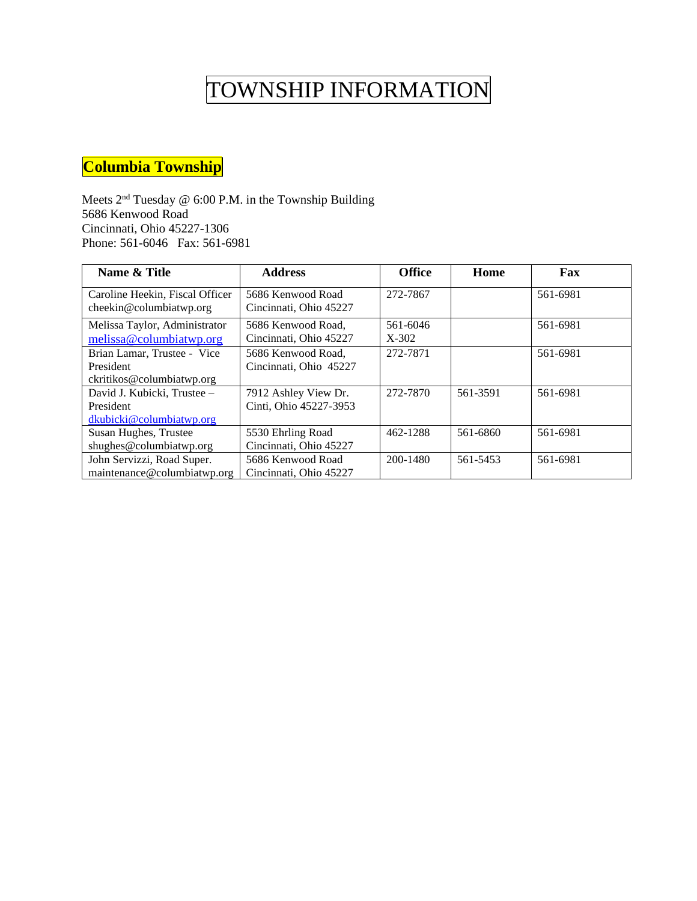# TOWNSHIP INFORMATION

## Columbia Township

Meets 2nd Tuesday @ 6:00 P.M. in the Township Building
5686 Kenwood Road
Cincinnati, Ohio 45227-1306
Phone: 561-6046 Fax: 561-6981

| Name & Title | Address | Office | Home | Fax |
|---|---|---|---|---|
| Caroline Heekin, Fiscal Officer cheekin@columbiatwp.org | 5686 Kenwood Road Cincinnati, Ohio 45227 | 272-7867 | | 561-6981 |
| Melissa Taylor, Administrator melissa@columbiatwp.org | 5686 Kenwood Road, Cincinnati, Ohio 45227 | 561-6046 X-302 | | 561-6981 |
| Brian Lamar, Trustee - Vice President ckritikos@columbiatwp.org | 5686 Kenwood Road, Cincinnati, Ohio 45227 | 272-7871 | | 561-6981 |
| David J. Kubicki, Trustee – President dkubicki@columbiatwp.org | 7912 Ashley View Dr. Cinti, Ohio 45227-3953 | 272-7870 | 561-3591 | 561-6981 |
| Susan Hughes, Trustee shughes@columbiatwp.org | 5530 Ehrling Road Cincinnati, Ohio 45227 | 462-1288 | 561-6860 | 561-6981 |
| John Servizzi, Road Super. maintenance@columbiatwp.org | 5686 Kenwood Road Cincinnati, Ohio 45227 | 200-1480 | 561-5453 | 561-6981 |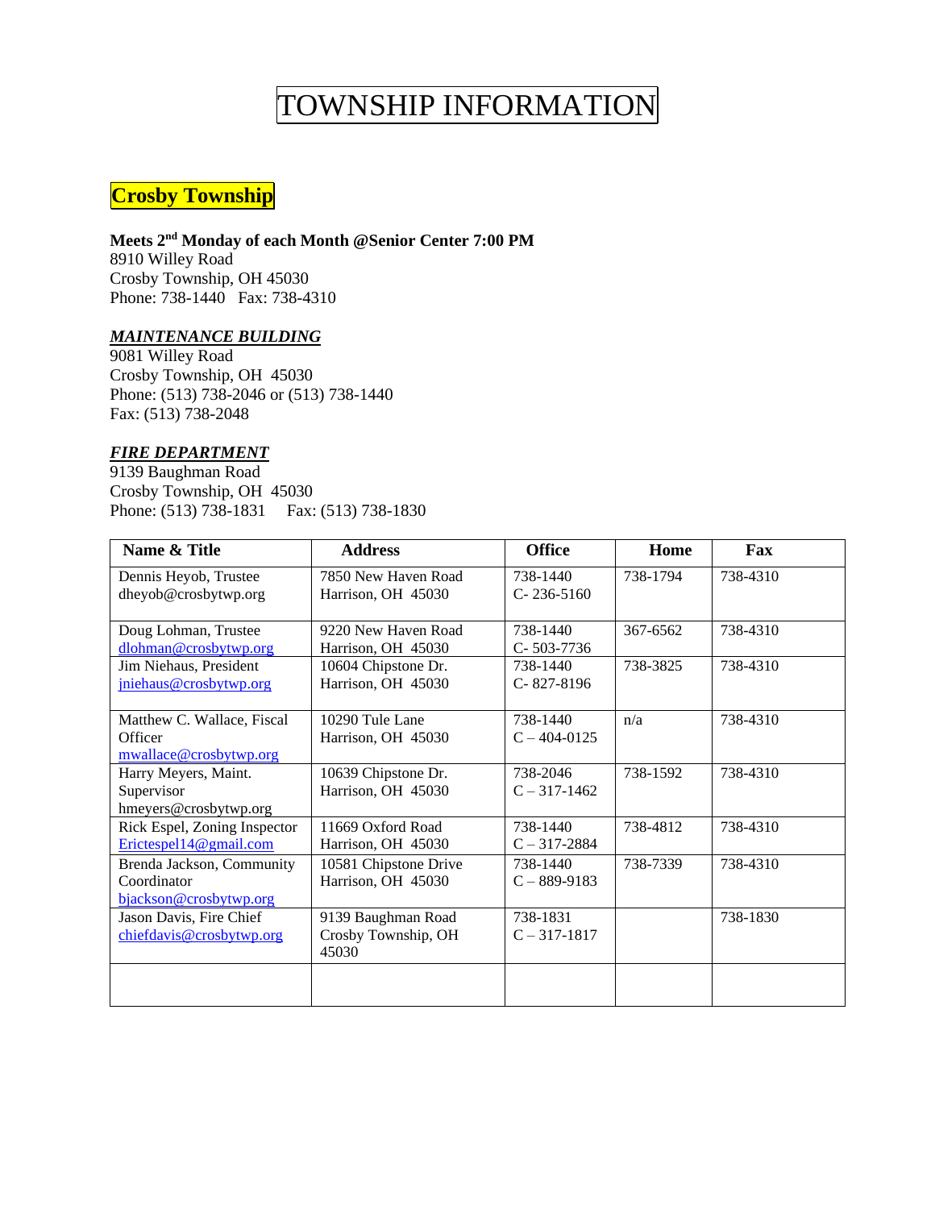# TOWNSHIP INFORMATION

## Crosby Township

**Meets 2nd Monday of each Month @Senior Center 7:00 PM**
8910 Willey Road
Crosby Township, OH 45030
Phone: 738-1440 Fax: 738-4310

***MAINTENANCE BUILDING***
9081 Willey Road
Crosby Township, OH 45030
Phone: (513) 738-2046 or (513) 738-1440
Fax: (513) 738-2048

***FIRE DEPARTMENT***
9139 Baughman Road
Crosby Township, OH 45030
Phone: (513) 738-1831 Fax: (513) 738-1830

| Name & Title | Address | Office | Home | Fax |
|---|---|---|---|---|
| Dennis Heyob, Trustee<br>dheyob@crosbytwp.org | 7850 New Haven Road<br>Harrison, OH 45030 | 738-1440<br>C- 236-5160 | 738-1794 | 738-4310 |
| Doug Lohman, Trustee<br>dlohman@crosbytwp.org | 9220 New Haven Road<br>Harrison, OH 45030 | 738-1440<br>C- 503-7736 | 367-6562 | 738-4310 |
| Jim Niehaus, President<br>jniehaus@crosbytwp.org | 10604 Chipstone Dr.<br>Harrison, OH 45030 | 738-1440<br>C- 827-8196 | 738-3825 | 738-4310 |
| Matthew C. Wallace, Fiscal Officer<br>mwallace@crosbytwp.org | 10290 Tule Lane<br>Harrison, OH 45030 | 738-1440<br>C – 404-0125 | n/a | 738-4310 |
| Harry Meyers, Maint. Supervisor<br>hmeyers@crosbytwp.org | 10639 Chipstone Dr.<br>Harrison, OH 45030 | 738-2046<br>C – 317-1462 | 738-1592 | 738-4310 |
| Rick Espel, Zoning Inspector<br>Erictespel14@gmail.com | 11669 Oxford Road<br>Harrison, OH 45030 | 738-1440<br>C – 317-2884 | 738-4812 | 738-4310 |
| Brenda Jackson, Community Coordinator<br>bjackson@crosbytwp.org | 10581 Chipstone Drive<br>Harrison, OH 45030 | 738-1440<br>C – 889-9183 | 738-7339 | 738-4310 |
| Jason Davis, Fire Chief<br>chiefdavis@crosbytwp.org | 9139 Baughman Road<br>Crosby Township, OH 45030 | 738-1831<br>C – 317-1817 | | 738-1830 |
| | | | | |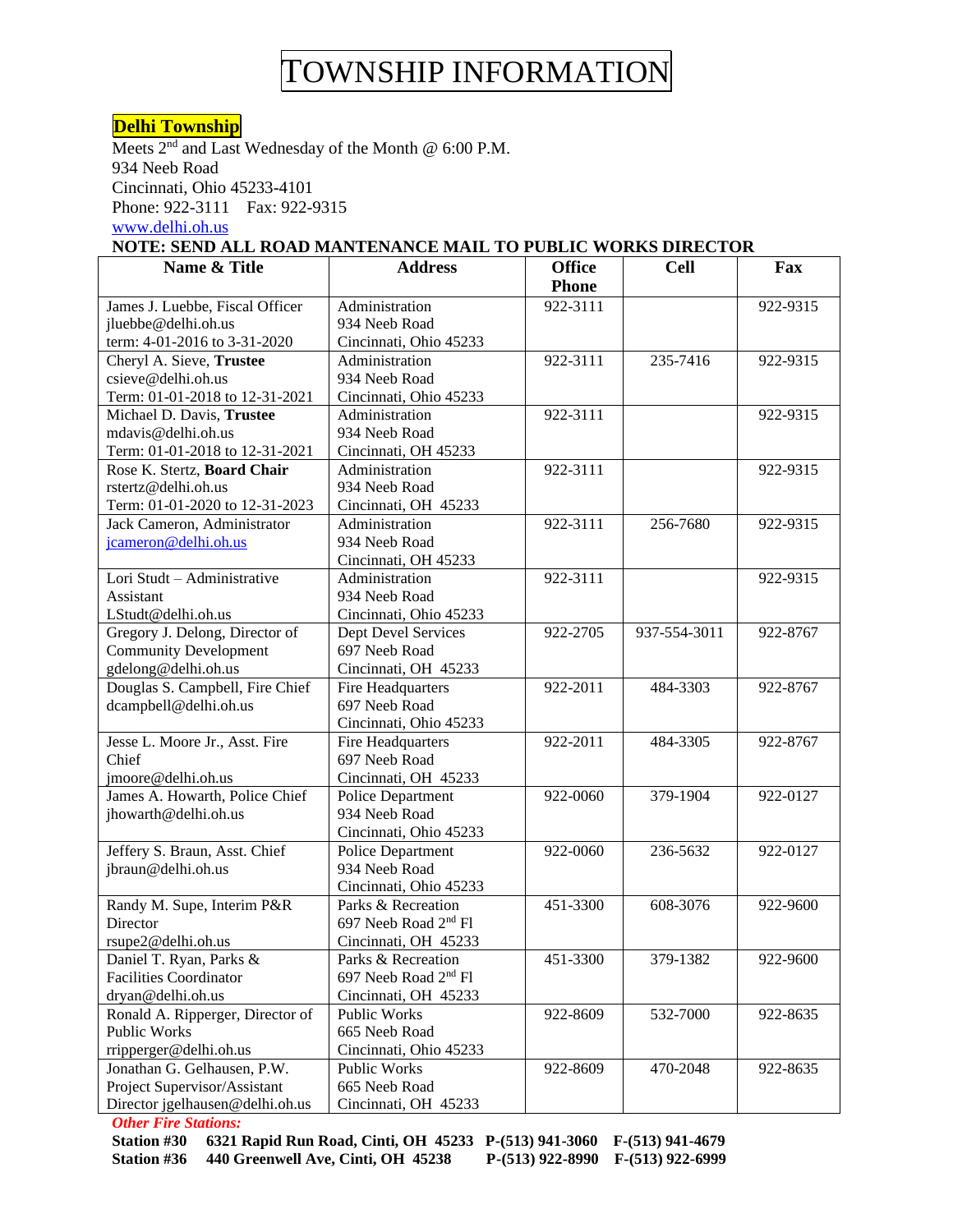# TOWNSHIP INFORMATION

**Delhi Township**

Meets 2nd and Last Wednesday of the Month @ 6:00 P.M.
934 Neeb Road
Cincinnati, Ohio 45233-4101
Phone: 922-3111    Fax: 922-9315
www.delhi.oh.us

**NOTE: SEND ALL ROAD MANTENANCE MAIL TO PUBLIC WORKS DIRECTOR**

| Name & Title | Address | Office Phone | Cell | Fax |
|---|---|---|---|---|
| James J. Luebbe, Fiscal Officer<br>jluebbe@delhi.oh.us<br>term: 4-01-2016 to 3-31-2020 | Administration<br>934 Neeb Road<br>Cincinnati, Ohio 45233 | 922-3111 | | 922-9315 |
| Cheryl A. Sieve, **Trustee**<br>csieve@delhi.oh.us<br>Term: 01-01-2018 to 12-31-2021 | Administration<br>934 Neeb Road<br>Cincinnati, Ohio 45233 | 922-3111 | 235-7416 | 922-9315 |
| Michael D. Davis, **Trustee**<br>mdavis@delhi.oh.us<br>Term: 01-01-2018 to 12-31-2021 | Administration<br>934 Neeb Road<br>Cincinnati, OH 45233 | 922-3111 | | 922-9315 |
| Rose K. Stertz, **Board Chair**<br>rstertz@delhi.oh.us<br>Term: 01-01-2020 to 12-31-2023 | Administration<br>934 Neeb Road<br>Cincinnati, OH 45233 | 922-3111 | | 922-9315 |
| Jack Cameron, Administrator<br>jcameron@delhi.oh.us | Administration<br>934 Neeb Road<br>Cincinnati, OH 45233 | 922-3111 | 256-7680 | 922-9315 |
| Lori Studt – Administrative Assistant<br>LStudt@delhi.oh.us | Administration<br>934 Neeb Road<br>Cincinnati, Ohio 45233 | 922-3111 | | 922-9315 |
| Gregory J. Delong, Director of Community Development<br>gdelong@delhi.oh.us | Dept Devel Services<br>697 Neeb Road<br>Cincinnati, OH 45233 | 922-2705 | 937-554-3011 | 922-8767 |
| Douglas S. Campbell, Fire Chief<br>dcampbell@delhi.oh.us | Fire Headquarters<br>697 Neeb Road<br>Cincinnati, Ohio 45233 | 922-2011 | 484-3303 | 922-8767 |
| Jesse L. Moore Jr., Asst. Fire Chief<br>jmoore@delhi.oh.us | Fire Headquarters<br>697 Neeb Road<br>Cincinnati, OH 45233 | 922-2011 | 484-3305 | 922-8767 |
| James A. Howarth, Police Chief<br>jhowarth@delhi.oh.us | Police Department<br>934 Neeb Road<br>Cincinnati, Ohio 45233 | 922-0060 | 379-1904 | 922-0127 |
| Jeffery S. Braun, Asst. Chief<br>jbraun@delhi.oh.us | Police Department<br>934 Neeb Road<br>Cincinnati, Ohio 45233 | 922-0060 | 236-5632 | 922-0127 |
| Randy M. Supe, Interim P&R Director<br>rsupe2@delhi.oh.us | Parks & Recreation<br>697 Neeb Road 2nd Fl<br>Cincinnati, OH 45233 | 451-3300 | 608-3076 | 922-9600 |
| Daniel T. Ryan, Parks & Facilities Coordinator<br>dryan@delhi.oh.us | Parks & Recreation<br>697 Neeb Road 2nd Fl<br>Cincinnati, OH 45233 | 451-3300 | 379-1382 | 922-9600 |
| Ronald A. Ripperger, Director of Public Works<br>rripperger@delhi.oh.us | Public Works<br>665 Neeb Road<br>Cincinnati, Ohio 45233 | 922-8609 | 532-7000 | 922-8635 |
| Jonathan G. Gelhausen, P.W. Project Supervisor/Assistant Director jgelhausen@delhi.oh.us | Public Works<br>665 Neeb Road<br>Cincinnati, OH 45233 | 922-8609 | 470-2048 | 922-8635 |

***Other Fire Stations:***

**Station #30    6321 Rapid Run Road, Cinti, OH 45233    P-(513) 941-3060    F-(513) 941-4679**
**Station #36    440 Greenwell Ave, Cinti, OH 45238    P-(513) 922-8990    F-(513) 922-6999**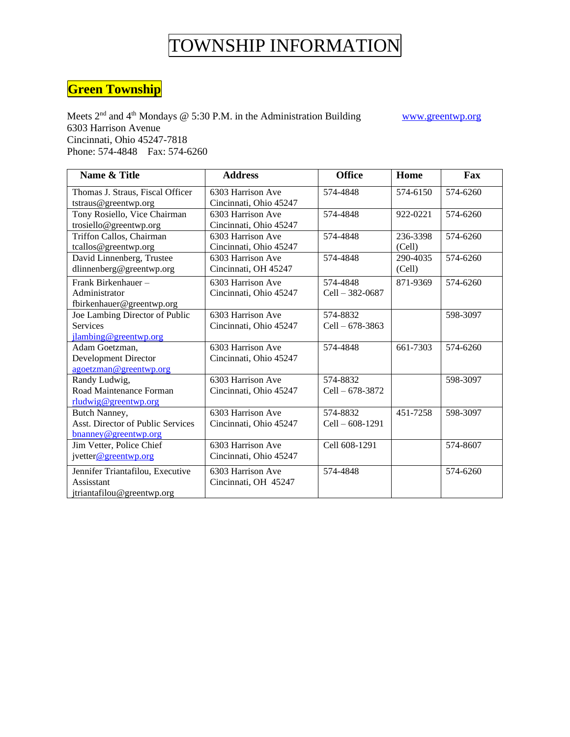# TOWNSHIP INFORMATION

## Green Township

Meets 2nd and 4th Mondays @ 5:30 P.M. in the Administration Building www.greentwp.org
6303 Harrison Avenue
Cincinnati, Ohio 45247-7818
Phone: 574-4848 Fax: 574-6260

| Name & Title | Address | Office | Home | Fax |
|---|---|---|---|---|
| Thomas J. Straus, Fiscal Officer tstraus@greentwp.org | 6303 Harrison Ave Cincinnati, Ohio 45247 | 574-4848 | 574-6150 | 574-6260 |
| Tony Rosiello, Vice Chairman trosiello@greentwp.org | 6303 Harrison Ave Cincinnati, Ohio 45247 | 574-4848 | 922-0221 | 574-6260 |
| Triffon Callos, Chairman tcallos@greentwp.org | 6303 Harrison Ave Cincinnati, Ohio 45247 | 574-4848 | 236-3398 (Cell) | 574-6260 |
| David Linnenberg, Trustee dlinnenberg@greentwp.org | 6303 Harrison Ave Cincinnati, OH 45247 | 574-4848 | 290-4035 (Cell) | 574-6260 |
| Frank Birkenhauer – Administrator fbirkenhauer@greentwp.org | 6303 Harrison Ave Cincinnati, Ohio 45247 | 574-4848 Cell – 382-0687 | 871-9369 | 574-6260 |
| Joe Lambing Director of Public Services jlambing@greentwp.org | 6303 Harrison Ave Cincinnati, Ohio 45247 | 574-8832 Cell – 678-3863 | | 598-3097 |
| Adam Goetzman, Development Director agoetzman@greentwp.org | 6303 Harrison Ave Cincinnati, Ohio 45247 | 574-4848 | 661-7303 | 574-6260 |
| Randy Ludwig, Road Maintenance Forman rludwig@greentwp.org | 6303 Harrison Ave Cincinnati, Ohio 45247 | 574-8832 Cell – 678-3872 | | 598-3097 |
| Butch Nanney, Asst. Director of Public Services bnanney@greentwp.org | 6303 Harrison Ave Cincinnati, Ohio 45247 | 574-8832 Cell – 608-1291 | 451-7258 | 598-3097 |
| Jim Vetter, Police Chief jvetter@greentwp.org | 6303 Harrison Ave Cincinnati, Ohio 45247 | Cell 608-1291 | | 574-8607 |
| Jennifer Triantafilou, Executive Assisstant jtriantafilou@greentwp.org | 6303 Harrison Ave Cincinnati, OH 45247 | 574-4848 | | 574-6260 |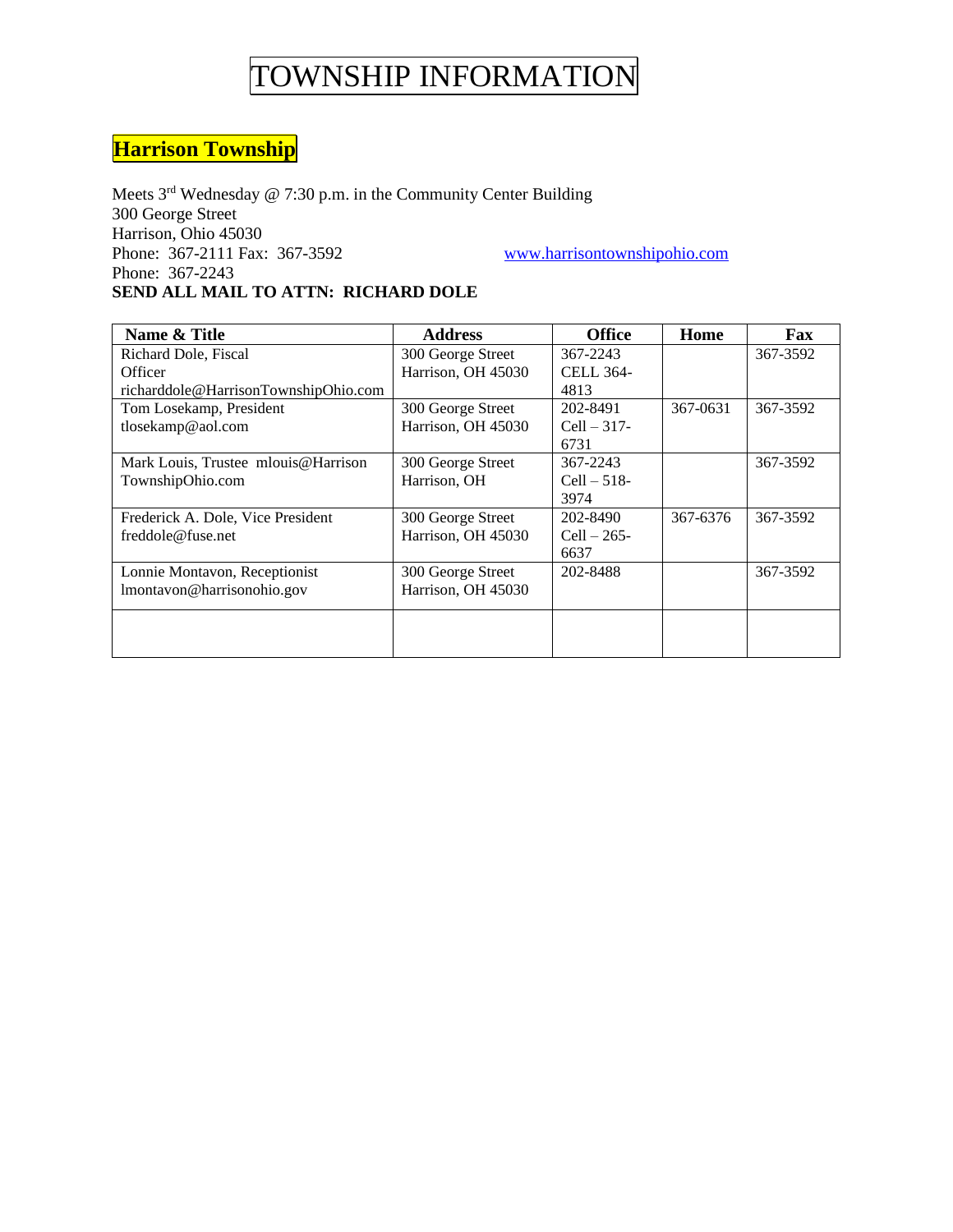# TOWNSHIP INFORMATION

## Harrison Township

Meets 3rd Wednesday @ 7:30 p.m. in the Community Center Building
300 George Street
Harrison, Ohio 45030
Phone: 367-2111 Fax: 367-3592 www.harrisontownshipohio.com
Phone: 367-2243
**SEND ALL MAIL TO ATTN: RICHARD DOLE**

| Name & Title | Address | Office | Home | Fax |
|---|---|---|---|---|
| Richard Dole, Fiscal Officer richarddole@HarrisonTownshipOhio.com | 300 George Street Harrison, OH 45030 | 367-2243 CELL 364-4813 | | 367-3592 |
| Tom Losekamp, President tlosekamp@aol.com | 300 George Street Harrison, OH 45030 | 202-8491 Cell – 317-6731 | 367-0631 | 367-3592 |
| Mark Louis, Trustee mlouis@HarrisonTownshipOhio.com | 300 George Street Harrison, OH | 367-2243 Cell – 518-3974 | | 367-3592 |
| Frederick A. Dole, Vice President freddole@fuse.net | 300 George Street Harrison, OH 45030 | 202-8490 Cell – 265-6637 | 367-6376 | 367-3592 |
| Lonnie Montavon, Receptionist lmontavon@harrisonohio.gov | 300 George Street Harrison, OH 45030 | 202-8488 | | 367-3592 |
| | | | | |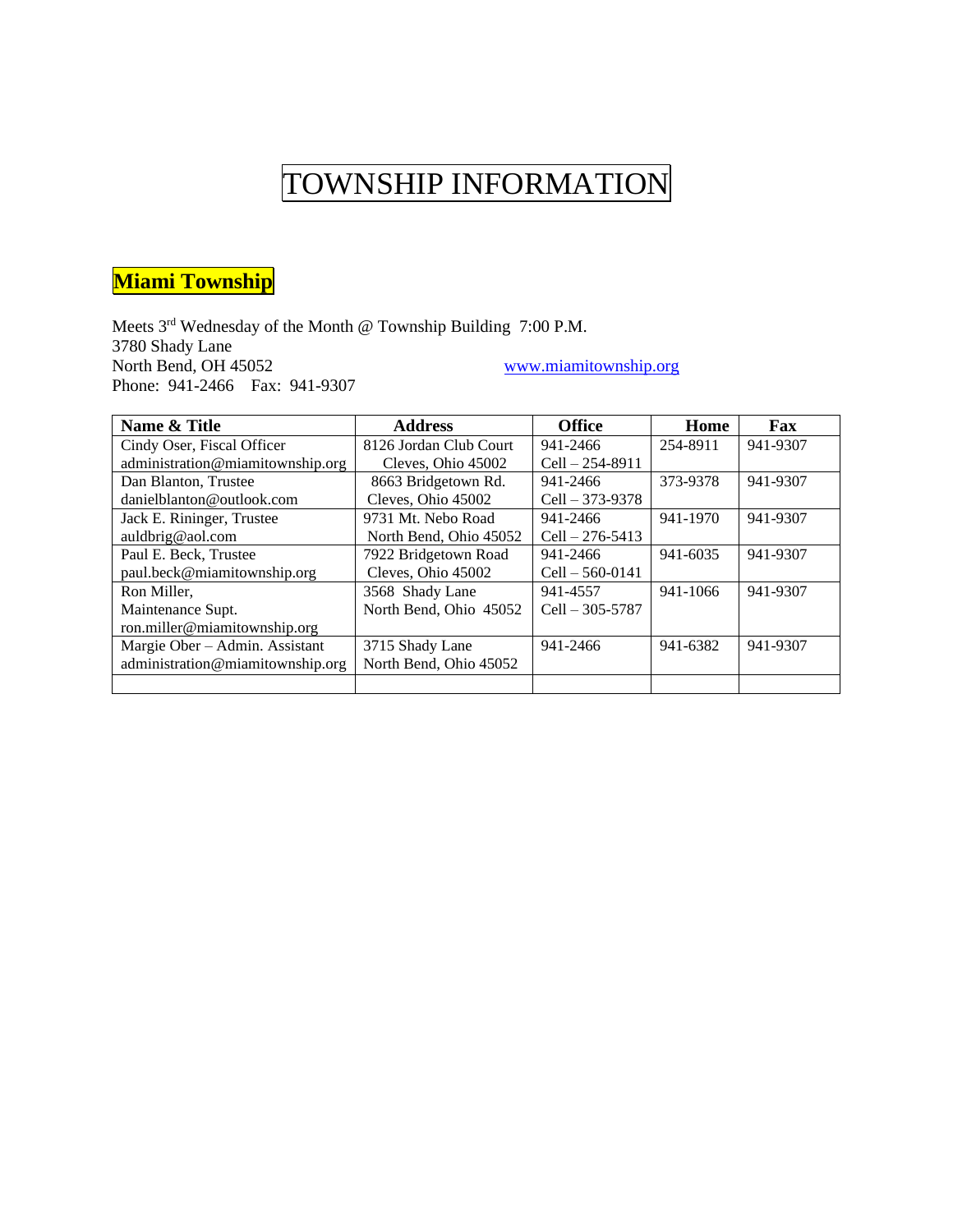# TOWNSHIP INFORMATION

## **Miami Township**

Meets 3rd Wednesday of the Month @ Township Building 7:00 P.M.
3780 Shady Lane
North Bend, OH 45052
www.miamitownship.org
Phone: 941-2466 Fax: 941-9307

| Name & Title | Address | Office | Home | Fax |
|---|---|---|---|---|
| Cindy Oser, Fiscal Officer administration@miamitownship.org | 8126 Jordan Club Court Cleves, Ohio 45002 | 941-2466 Cell – 254-8911 | 254-8911 | 941-9307 |
| Dan Blanton, Trustee danielblanton@outlook.com | 8663 Bridgetown Rd. Cleves, Ohio 45002 | 941-2466 Cell – 373-9378 | 373-9378 | 941-9307 |
| Jack E. Rininger, Trustee auldbrig@aol.com | 9731 Mt. Nebo Road North Bend, Ohio 45052 | 941-2466 Cell – 276-5413 | 941-1970 | 941-9307 |
| Paul E. Beck, Trustee paul.beck@miamitownship.org | 7922 Bridgetown Road Cleves, Ohio 45002 | 941-2466 Cell – 560-0141 | 941-6035 | 941-9307 |
| Ron Miller, Maintenance Supt. ron.miller@miamitownship.org | 3568 Shady Lane North Bend, Ohio 45052 | 941-4557 Cell – 305-5787 | 941-1066 | 941-9307 |
| Margie Ober – Admin. Assistant administration@miamitownship.org | 3715 Shady Lane North Bend, Ohio 45052 | 941-2466 | 941-6382 | 941-9307 |
| | | | | |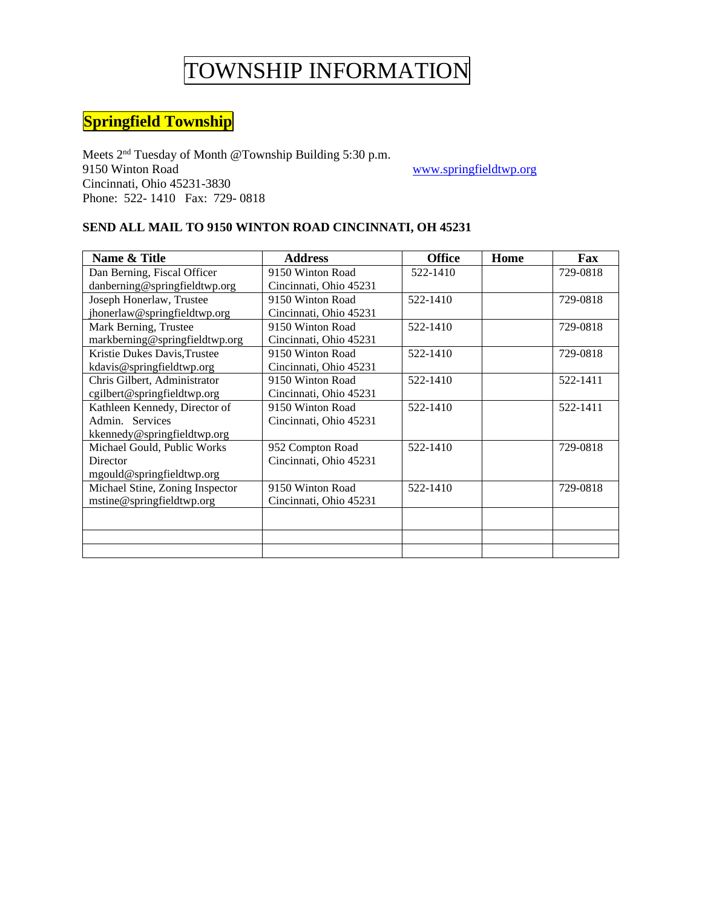# TOWNSHIP INFORMATION

## Springfield Township

Meets 2nd Tuesday of Month @Township Building 5:30 p.m.
9150 Winton Road
Cincinnati, Ohio 45231-3830
Phone: 522- 1410 Fax: 729- 0818

www.springfieldtwp.org

**SEND ALL MAIL TO 9150 WINTON ROAD CINCINNATI, OH 45231**

| Name & Title | Address | Office | Home | Fax |
|---|---|---|---|---|
| Dan Berning, Fiscal Officer danberning@springfieldtwp.org | 9150 Winton Road Cincinnati, Ohio 45231 | 522-1410 | | 729-0818 |
| Joseph Honerlaw, Trustee jhonerlaw@springfieldtwp.org | 9150 Winton Road Cincinnati, Ohio 45231 | 522-1410 | | 729-0818 |
| Mark Berning, Trustee markberning@springfieldtwp.org | 9150 Winton Road Cincinnati, Ohio 45231 | 522-1410 | | 729-0818 |
| Kristie Dukes Davis,Trustee kdavis@springfieldtwp.org | 9150 Winton Road Cincinnati, Ohio 45231 | 522-1410 | | 729-0818 |
| Chris Gilbert, Administrator cgilbert@springfieldtwp.org | 9150 Winton Road Cincinnati, Ohio 45231 | 522-1410 | | 522-1411 |
| Kathleen Kennedy, Director of Admin. Services kkennedy@springfieldtwp.org | 9150 Winton Road Cincinnati, Ohio 45231 | 522-1410 | | 522-1411 |
| Michael Gould, Public Works Director mgould@springfieldtwp.org | 952 Compton Road Cincinnati, Ohio 45231 | 522-1410 | | 729-0818 |
| Michael Stine, Zoning Inspector mstine@springfieldtwp.org | 9150 Winton Road Cincinnati, Ohio 45231 | 522-1410 | | 729-0818 |
| | | | | |
| | | | | |
| | | | | |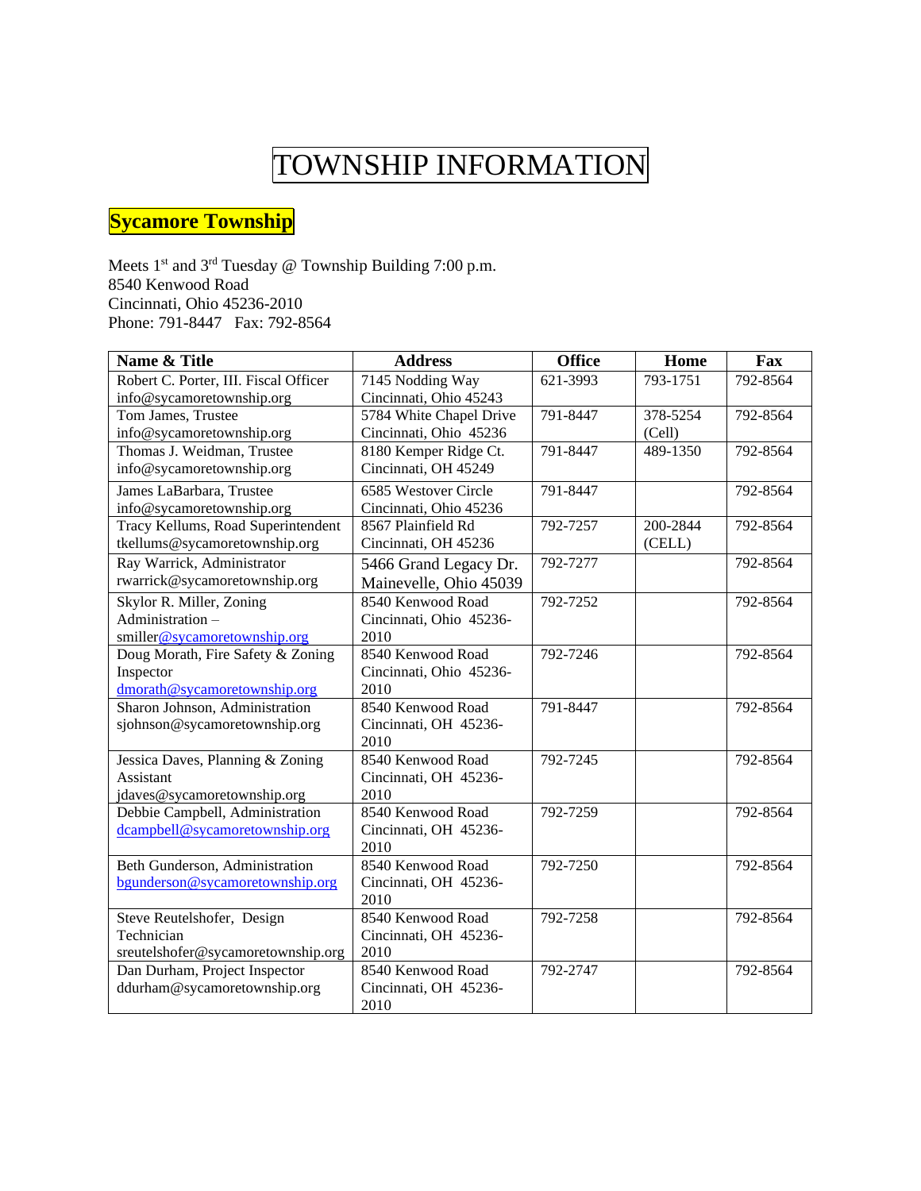# TOWNSHIP INFORMATION

## Sycamore Township

Meets 1st and 3rd Tuesday @ Township Building 7:00 p.m.
8540 Kenwood Road
Cincinnati, Ohio 45236-2010
Phone: 791-8447 Fax: 792-8564

| Name & Title | Address | Office | Home | Fax |
|---|---|---|---|---|
| Robert C. Porter, III. Fiscal Officer info@sycamoretownship.org | 7145 Nodding Way Cincinnati, Ohio 45243 | 621-3993 | 793-1751 | 792-8564 |
| Tom James, Trustee info@sycamoretownship.org | 5784 White Chapel Drive Cincinnati, Ohio 45236 | 791-8447 | 378-5254 (Cell) | 792-8564 |
| Thomas J. Weidman, Trustee info@sycamoretownship.org | 8180 Kemper Ridge Ct. Cincinnati, OH 45249 | 791-8447 | 489-1350 | 792-8564 |
| James LaBarbara, Trustee info@sycamoretownship.org | 6585 Westover Circle Cincinnati, Ohio 45236 | 791-8447 | | 792-8564 |
| Tracy Kellums, Road Superintendent tkellums@sycamoretownship.org | 8567 Plainfield Rd Cincinnati, OH 45236 | 792-7257 | 200-2844 (CELL) | 792-8564 |
| Ray Warrick, Administrator rwarrick@sycamoretownship.org | 5466 Grand Legacy Dr. Mainevelle, Ohio 45039 | 792-7277 | | 792-8564 |
| Skylor R. Miller, Zoning Administration – smiller@sycamoretownship.org | 8540 Kenwood Road Cincinnati, Ohio 45236-2010 | 792-7252 | | 792-8564 |
| Doug Morath, Fire Safety & Zoning Inspector dmorath@sycamoretownship.org | 8540 Kenwood Road Cincinnati, Ohio 45236-2010 | 792-7246 | | 792-8564 |
| Sharon Johnson, Administration sjohnson@sycamoretownship.org | 8540 Kenwood Road Cincinnati, OH 45236-2010 | 791-8447 | | 792-8564 |
| Jessica Daves, Planning & Zoning Assistant jdaves@sycamoretownship.org | 8540 Kenwood Road Cincinnati, OH 45236-2010 | 792-7245 | | 792-8564 |
| Debbie Campbell, Administration dcampbell@sycamoretownship.org | 8540 Kenwood Road Cincinnati, OH 45236-2010 | 792-7259 | | 792-8564 |
| Beth Gunderson, Administration bgunderson@sycamoretownship.org | 8540 Kenwood Road Cincinnati, OH 45236-2010 | 792-7250 | | 792-8564 |
| Steve Reutelshofer, Design Technician sreutelshofer@sycamoretownship.org | 8540 Kenwood Road Cincinnati, OH 45236-2010 | 792-7258 | | 792-8564 |
| Dan Durham, Project Inspector ddurham@sycamoretownship.org | 8540 Kenwood Road Cincinnati, OH 45236-2010 | 792-2747 | | 792-8564 |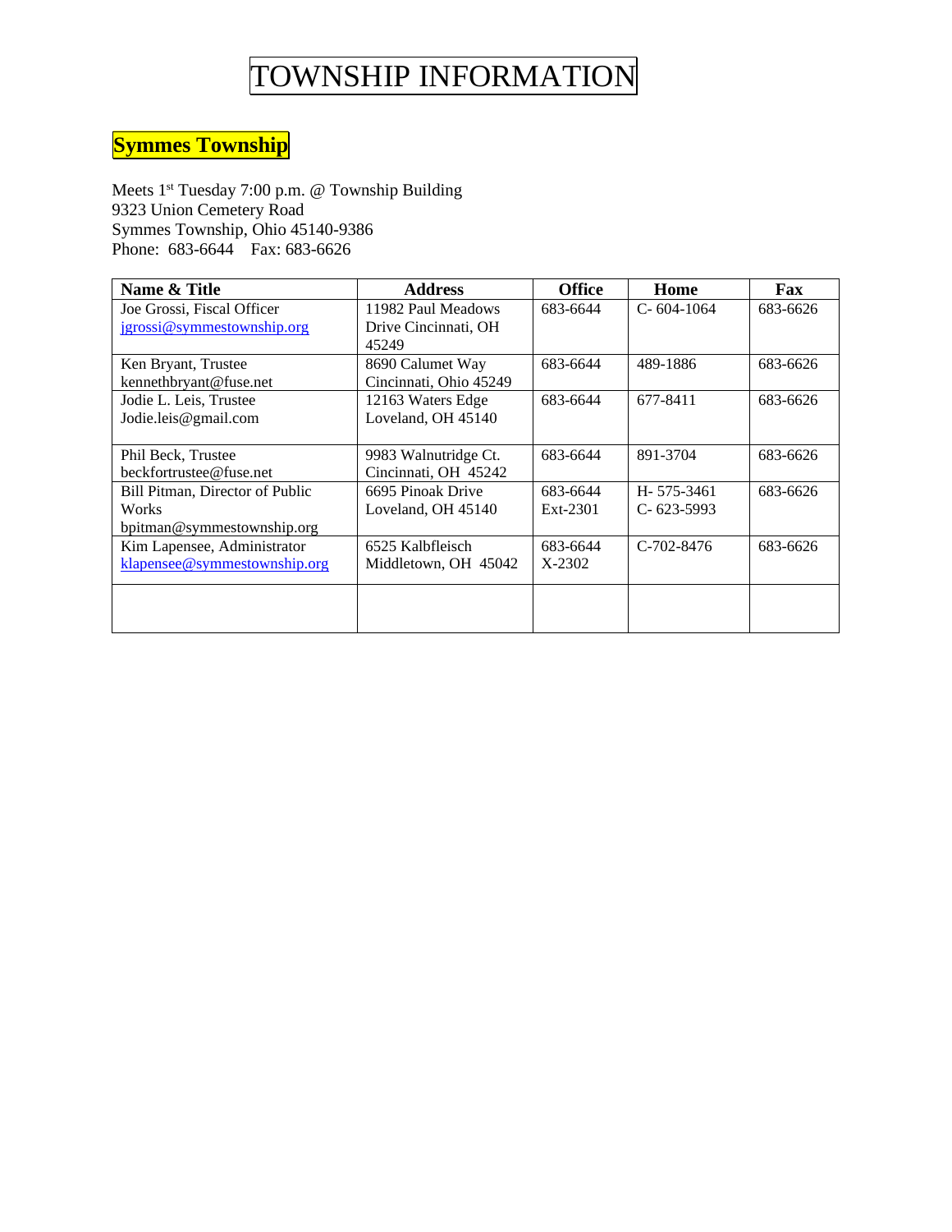# TOWNSHIP INFORMATION

## Symmes Township

Meets 1st Tuesday 7:00 p.m. @ Township Building
9323 Union Cemetery Road
Symmes Township, Ohio 45140-9386
Phone: 683-6644 Fax: 683-6626

| Name & Title | Address | Office | Home | Fax |
|---|---|---|---|---|
| Joe Grossi, Fiscal Officer jgrossi@symmestownship.org | 11982 Paul Meadows Drive Cincinnati, OH 45249 | 683-6644 | C- 604-1064 | 683-6626 |
| Ken Bryant, Trustee kennethbryant@fuse.net | 8690 Calumet Way Cincinnati, Ohio 45249 | 683-6644 | 489-1886 | 683-6626 |
| Jodie L. Leis, Trustee Jodie.leis@gmail.com | 12163 Waters Edge Loveland, OH 45140 | 683-6644 | 677-8411 | 683-6626 |
| Phil Beck, Trustee beckfortrustee@fuse.net | 9983 Walnutridge Ct. Cincinnati, OH 45242 | 683-6644 | 891-3704 | 683-6626 |
| Bill Pitman, Director of Public Works bpitman@symmestownship.org | 6695 Pinoak Drive Loveland, OH 45140 | 683-6644 Ext-2301 | H- 575-3461 C- 623-5993 | 683-6626 |
| Kim Lapensee, Administrator klapensee@symmestownship.org | 6525 Kalbfleisch Middletown, OH 45042 | 683-6644 X-2302 | C-702-8476 | 683-6626 |
| | | | | |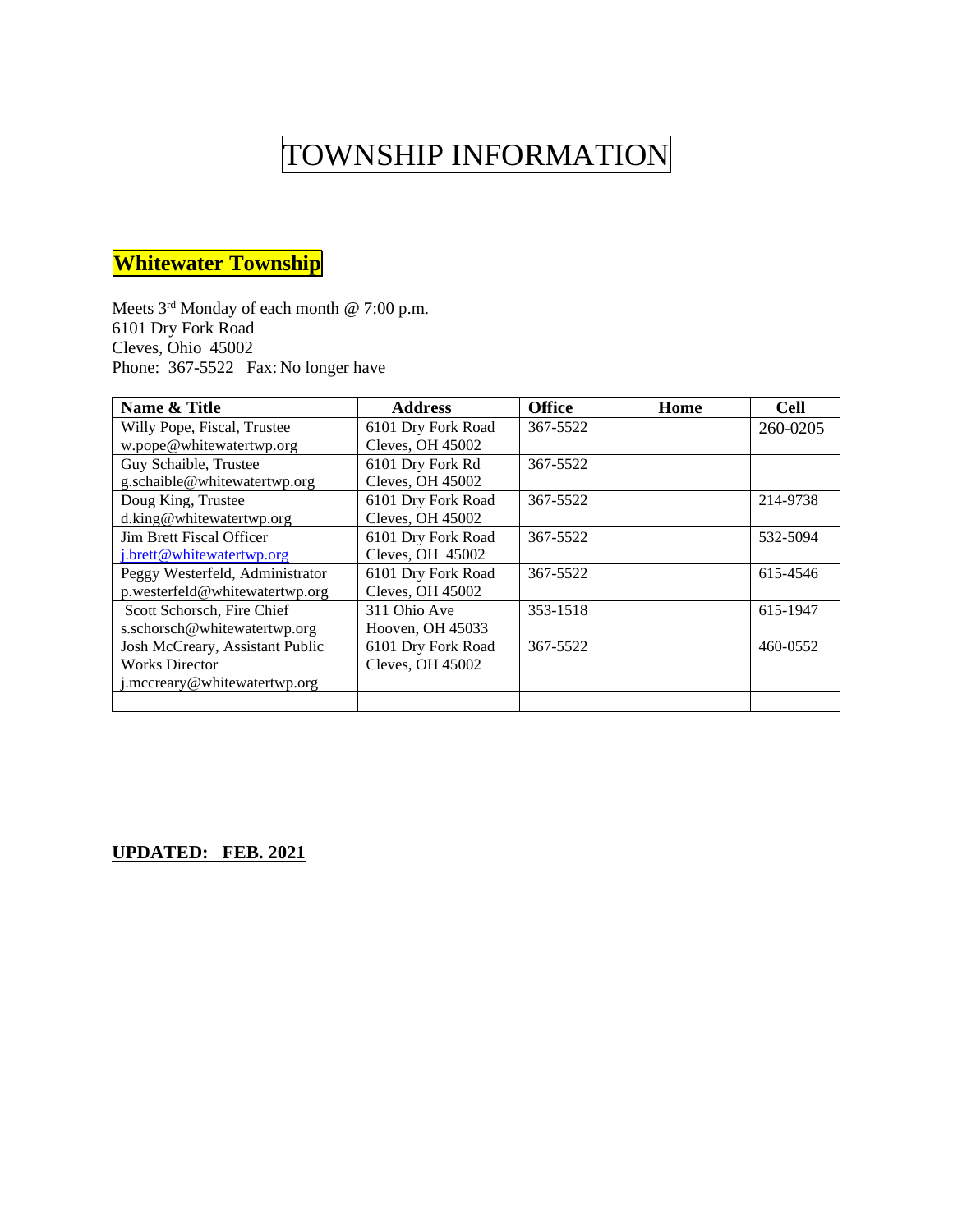# TOWNSHIP INFORMATION

## **Whitewater Township**

Meets 3rd Monday of each month @ 7:00 p.m.
6101 Dry Fork Road
Cleves, Ohio 45002
Phone: 367-5522 Fax: No longer have

| Name & Title | Address | Office | Home | Cell |
|---|---|---|---|---|
| Willy Pope, Fiscal, Trustee w.pope@whitewatertwp.org | 6101 Dry Fork Road Cleves, OH 45002 | 367-5522 | | 260-0205 |
| Guy Schaible, Trustee g.schaible@whitewatertwp.org | 6101 Dry Fork Rd Cleves, OH 45002 | 367-5522 | | |
| Doug King, Trustee d.king@whitewatertwp.org | 6101 Dry Fork Road Cleves, OH 45002 | 367-5522 | | 214-9738 |
| Jim Brett Fiscal Officer j.brett@whitewatertwp.org | 6101 Dry Fork Road Cleves, OH 45002 | 367-5522 | | 532-5094 |
| Peggy Westerfeld, Administrator p.westerfeld@whitewatertwp.org | 6101 Dry Fork Road Cleves, OH 45002 | 367-5522 | | 615-4546 |
| Scott Schorsch, Fire Chief s.schorsch@whitewatertwp.org | 311 Ohio Ave Hooven, OH 45033 | 353-1518 | | 615-1947 |
| Josh McCreary, Assistant Public Works Director j.mccreary@whitewatertwp.org | 6101 Dry Fork Road Cleves, OH 45002 | 367-5522 | | 460-0552 |
| | | | | |

**UPDATED: FEB. 2021**